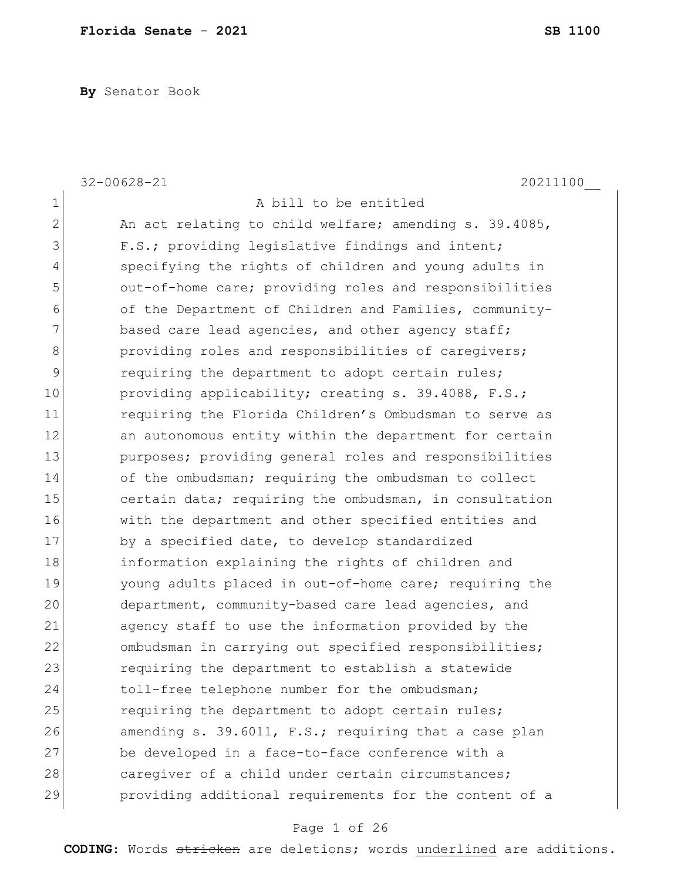**Florida Senate - 2021** **SB 1100**

**By** Senator Book

32-00628-21 20211100__

A bill to be entitled

An act relating to child welfare; amending s. 39.4085, F.S.; providing legislative findings and intent; specifying the rights of children and young adults in out-of-home care; providing roles and responsibilities of the Department of Children and Families, community-based care lead agencies, and other agency staff; providing roles and responsibilities of caregivers; requiring the department to adopt certain rules; providing applicability; creating s. 39.4088, F.S.; requiring the Florida Children's Ombudsman to serve as an autonomous entity within the department for certain purposes; providing general roles and responsibilities of the ombudsman; requiring the ombudsman to collect certain data; requiring the ombudsman, in consultation with the department and other specified entities and by a specified date, to develop standardized information explaining the rights of children and young adults placed in out-of-home care; requiring the department, community-based care lead agencies, and agency staff to use the information provided by the ombudsman in carrying out specified responsibilities; requiring the department to establish a statewide toll-free telephone number for the ombudsman; requiring the department to adopt certain rules; amending s. 39.6011, F.S.; requiring that a case plan be developed in a face-to-face conference with a caregiver of a child under certain circumstances; providing additional requirements for the content of a

**CODING:** Words ~~stricken~~ are deletions; words <u>underlined</u> are additions.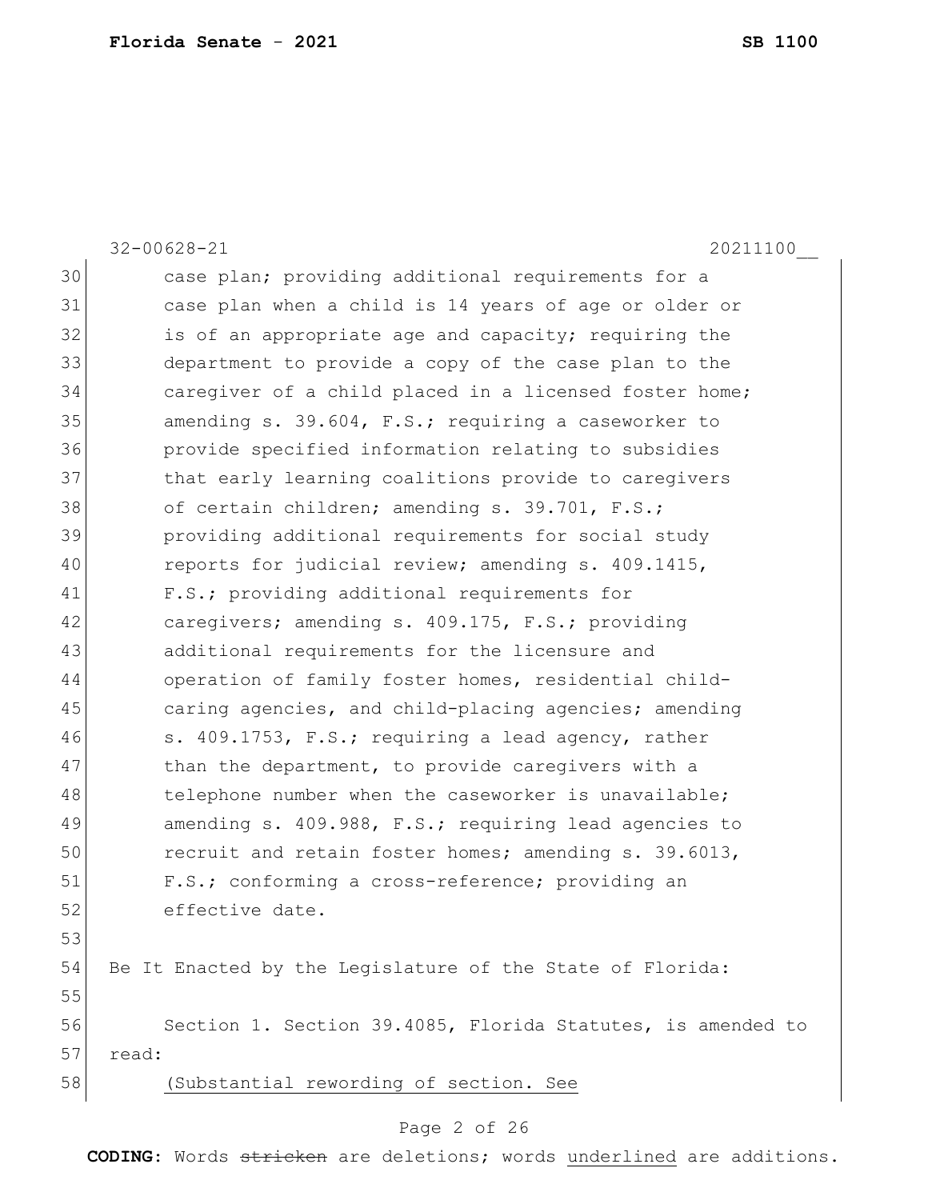32-00628-21 20211100__

30 case plan; providing additional requirements for a
31 case plan when a child is 14 years of age or older or
32 is of an appropriate age and capacity; requiring the
33 department to provide a copy of the case plan to the
34 caregiver of a child placed in a licensed foster home;
35 amending s. 39.604, F.S.; requiring a caseworker to
36 provide specified information relating to subsidies
37 that early learning coalitions provide to caregivers
38 of certain children; amending s. 39.701, F.S.;
39 providing additional requirements for social study
40 reports for judicial review; amending s. 409.1415,
41 F.S.; providing additional requirements for
42 caregivers; amending s. 409.175, F.S.; providing
43 additional requirements for the licensure and
44 operation of family foster homes, residential child-
45 caring agencies, and child-placing agencies; amending
46 s. 409.1753, F.S.; requiring a lead agency, rather
47 than the department, to provide caregivers with a
48 telephone number when the caseworker is unavailable;
49 amending s. 409.988, F.S.; requiring lead agencies to
50 recruit and retain foster homes; amending s. 39.6013,
51 F.S.; conforming a cross-reference; providing an
52 effective date.
53
54 Be It Enacted by the Legislature of the State of Florida:
55
56 Section 1. Section 39.4085, Florida Statutes, is amended to
57 read:
58 <u>(Substantial rewording of section. See</u>

**CODING:** Words ~~stricken~~ are deletions; words <u>underlined</u> are additions.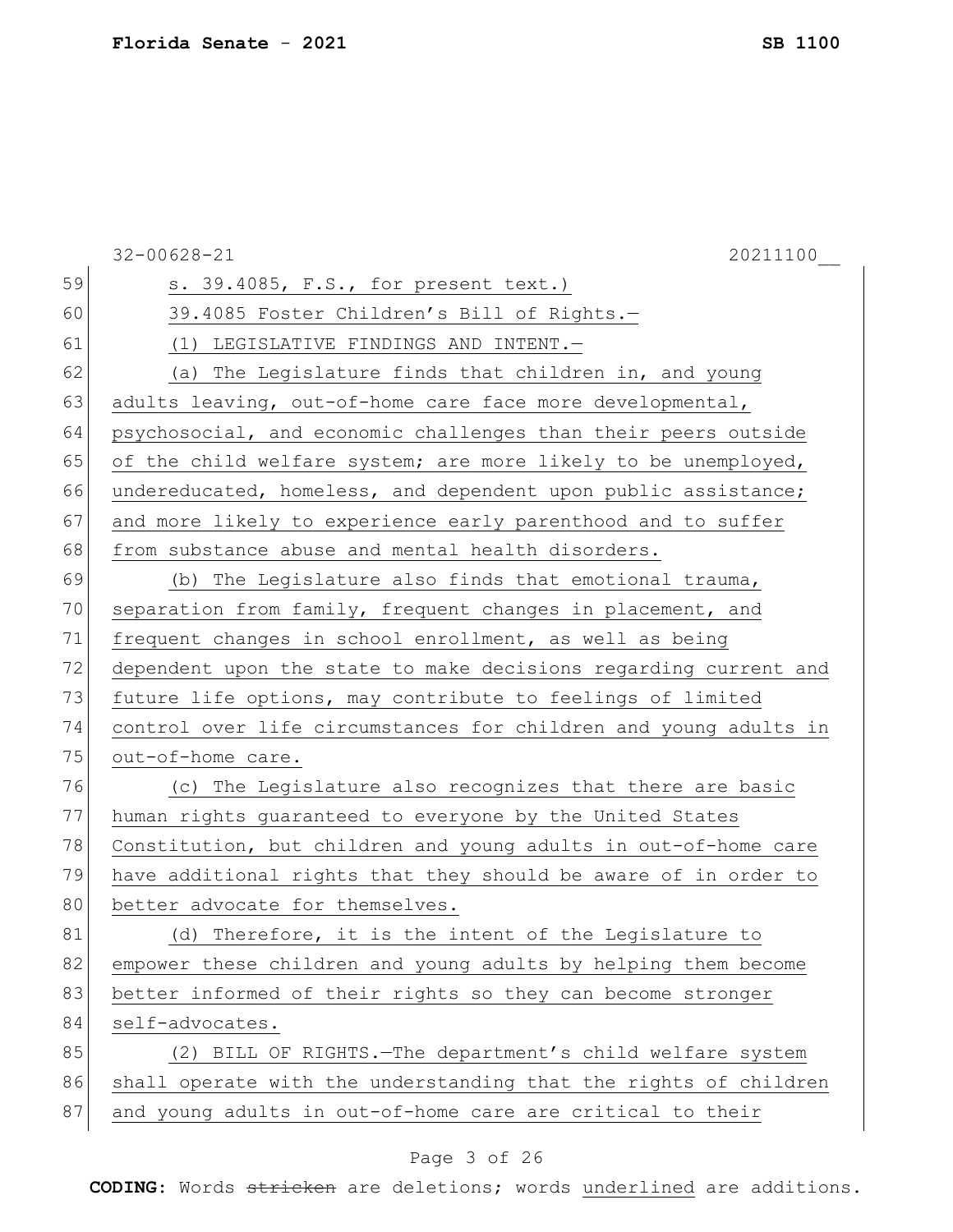s. 39.4085, F.S., for present text.)

39.4085 Foster Children's Bill of Rights.—

(1) LEGISLATIVE FINDINGS AND INTENT.—

(a) The Legislature finds that children in, and young adults leaving, out-of-home care face more developmental, psychosocial, and economic challenges than their peers outside of the child welfare system; are more likely to be unemployed, undereducated, homeless, and dependent upon public assistance; and more likely to experience early parenthood and to suffer from substance abuse and mental health disorders.

(b) The Legislature also finds that emotional trauma, separation from family, frequent changes in placement, and frequent changes in school enrollment, as well as being dependent upon the state to make decisions regarding current and future life options, may contribute to feelings of limited control over life circumstances for children and young adults in out-of-home care.

(c) The Legislature also recognizes that there are basic human rights guaranteed to everyone by the United States Constitution, but children and young adults in out-of-home care have additional rights that they should be aware of in order to better advocate for themselves.

(d) Therefore, it is the intent of the Legislature to empower these children and young adults by helping them become better informed of their rights so they can become stronger self-advocates.

(2) BILL OF RIGHTS.—The department's child welfare system shall operate with the understanding that the rights of children and young adults in out-of-home care are critical to their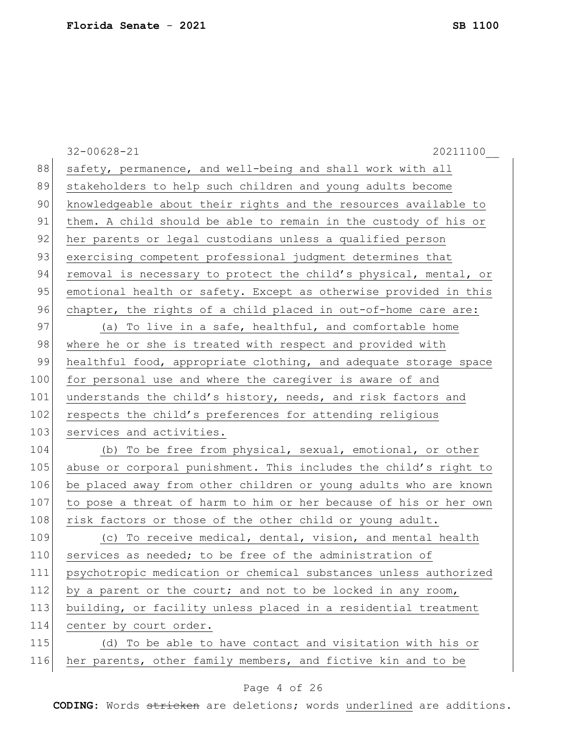safety, permanence, and well-being and shall work with all stakeholders to help such children and young adults become knowledgeable about their rights and the resources available to them. A child should be able to remain in the custody of his or her parents or legal custodians unless a qualified person exercising competent professional judgment determines that removal is necessary to protect the child's physical, mental, or emotional health or safety. Except as otherwise provided in this chapter, the rights of a child placed in out-of-home care are:

(a) To live in a safe, healthful, and comfortable home where he or she is treated with respect and provided with healthful food, appropriate clothing, and adequate storage space for personal use and where the caregiver is aware of and understands the child's history, needs, and risk factors and respects the child's preferences for attending religious services and activities.

(b) To be free from physical, sexual, emotional, or other abuse or corporal punishment. This includes the child's right to be placed away from other children or young adults who are known to pose a threat of harm to him or her because of his or her own risk factors or those of the other child or young adult.

(c) To receive medical, dental, vision, and mental health services as needed; to be free of the administration of psychotropic medication or chemical substances unless authorized by a parent or the court; and not to be locked in any room, building, or facility unless placed in a residential treatment center by court order.

(d) To be able to have contact and visitation with his or her parents, other family members, and fictive kin and to be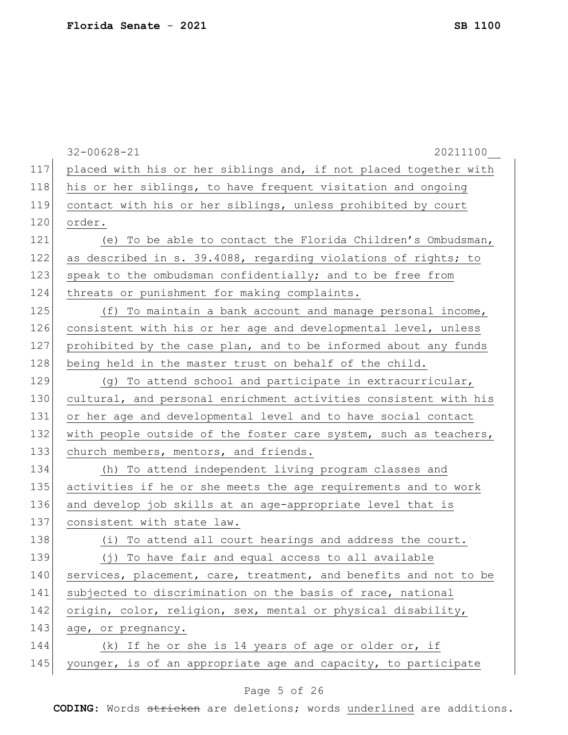placed with his or her siblings and, if not placed together with his or her siblings, to have frequent visitation and ongoing contact with his or her siblings, unless prohibited by court order.

(e) To be able to contact the Florida Children's Ombudsman, as described in s. 39.4088, regarding violations of rights; to speak to the ombudsman confidentially; and to be free from threats or punishment for making complaints.

(f) To maintain a bank account and manage personal income, consistent with his or her age and developmental level, unless prohibited by the case plan, and to be informed about any funds being held in the master trust on behalf of the child.

(g) To attend school and participate in extracurricular, cultural, and personal enrichment activities consistent with his or her age and developmental level and to have social contact with people outside of the foster care system, such as teachers, church members, mentors, and friends.

(h) To attend independent living program classes and activities if he or she meets the age requirements and to work and develop job skills at an age-appropriate level that is consistent with state law.

(i) To attend all court hearings and address the court.

(j) To have fair and equal access to all available services, placement, care, treatment, and benefits and not to be subjected to discrimination on the basis of race, national origin, color, religion, sex, mental or physical disability, age, or pregnancy.

(k) If he or she is 14 years of age or older or, if younger, is of an appropriate age and capacity, to participate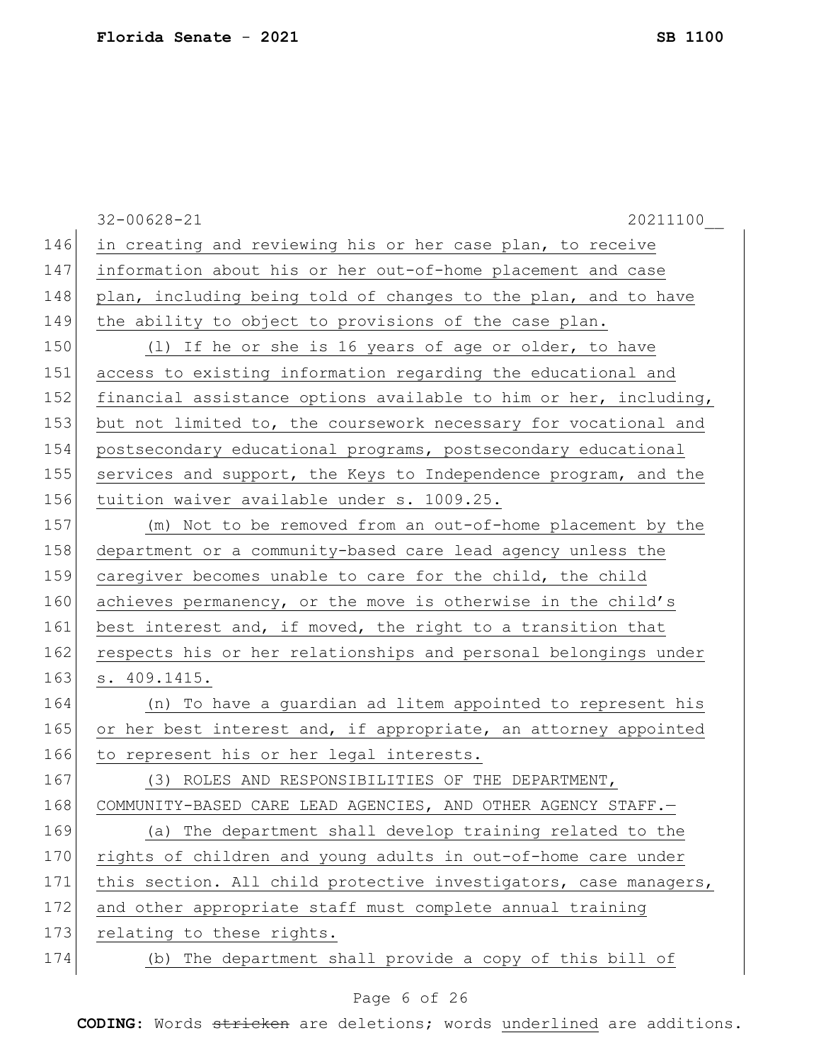in creating and reviewing his or her case plan, to receive information about his or her out-of-home placement and case plan, including being told of changes to the plan, and to have the ability to object to provisions of the case plan.

(l) If he or she is 16 years of age or older, to have access to existing information regarding the educational and financial assistance options available to him or her, including, but not limited to, the coursework necessary for vocational and postsecondary educational programs, postsecondary educational services and support, the Keys to Independence program, and the tuition waiver available under s. 1009.25.

(m) Not to be removed from an out-of-home placement by the department or a community-based care lead agency unless the caregiver becomes unable to care for the child, the child achieves permanency, or the move is otherwise in the child's best interest and, if moved, the right to a transition that respects his or her relationships and personal belongings under s. 409.1415.

(n) To have a guardian ad litem appointed to represent his or her best interest and, if appropriate, an attorney appointed to represent his or her legal interests.

(3) ROLES AND RESPONSIBILITIES OF THE DEPARTMENT, COMMUNITY-BASED CARE LEAD AGENCIES, AND OTHER AGENCY STAFF.—

(a) The department shall develop training related to the rights of children and young adults in out-of-home care under this section. All child protective investigators, case managers, and other appropriate staff must complete annual training relating to these rights.

(b) The department shall provide a copy of this bill of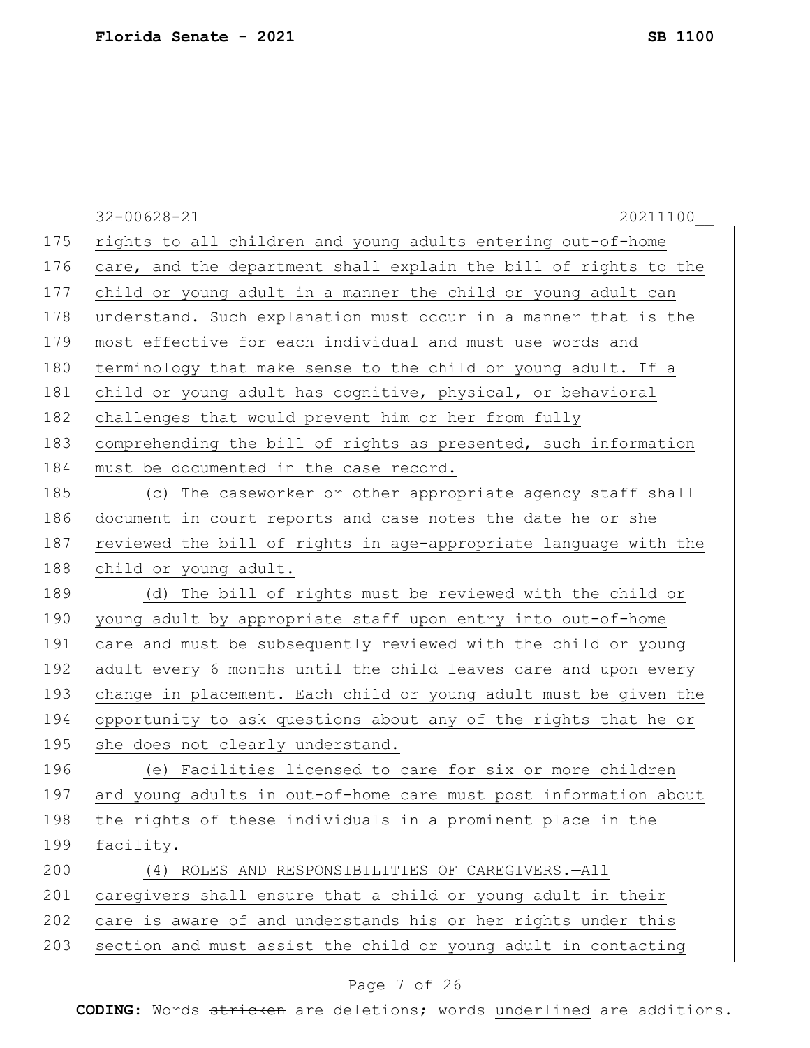rights to all children and young adults entering out-of-home care, and the department shall explain the bill of rights to the child or young adult in a manner the child or young adult can understand. Such explanation must occur in a manner that is the most effective for each individual and must use words and terminology that make sense to the child or young adult. If a child or young adult has cognitive, physical, or behavioral challenges that would prevent him or her from fully comprehending the bill of rights as presented, such information must be documented in the case record.

(c) The caseworker or other appropriate agency staff shall document in court reports and case notes the date he or she reviewed the bill of rights in age-appropriate language with the child or young adult.

(d) The bill of rights must be reviewed with the child or young adult by appropriate staff upon entry into out-of-home care and must be subsequently reviewed with the child or young adult every 6 months until the child leaves care and upon every change in placement. Each child or young adult must be given the opportunity to ask questions about any of the rights that he or she does not clearly understand.

(e) Facilities licensed to care for six or more children and young adults in out-of-home care must post information about the rights of these individuals in a prominent place in the facility.

(4) ROLES AND RESPONSIBILITIES OF CAREGIVERS.—All caregivers shall ensure that a child or young adult in their care is aware of and understands his or her rights under this section and must assist the child or young adult in contacting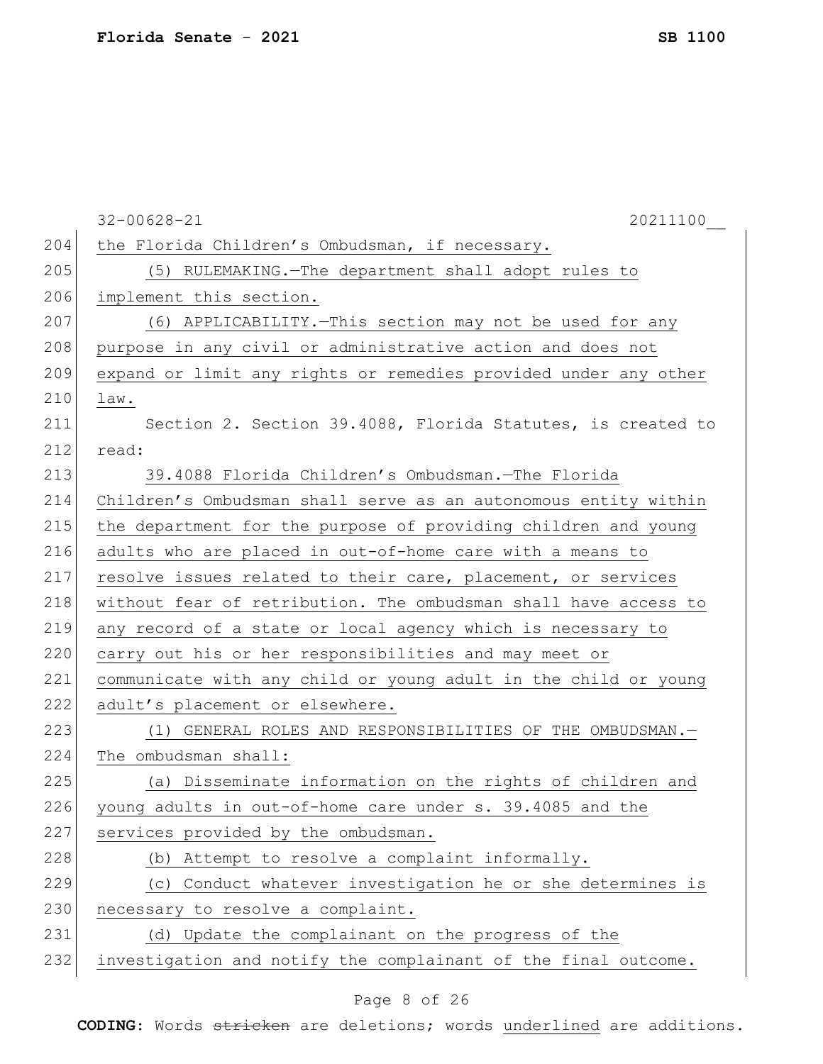the Florida Children's Ombudsman, if necessary.

(5) RULEMAKING.—The department shall adopt rules to implement this section.

(6) APPLICABILITY.—This section may not be used for any purpose in any civil or administrative action and does not expand or limit any rights or remedies provided under any other law.

Section 2. Section 39.4088, Florida Statutes, is created to read:

39.4088 Florida Children's Ombudsman.—The Florida Children's Ombudsman shall serve as an autonomous entity within the department for the purpose of providing children and young adults who are placed in out-of-home care with a means to resolve issues related to their care, placement, or services without fear of retribution. The ombudsman shall have access to any record of a state or local agency which is necessary to carry out his or her responsibilities and may meet or communicate with any child or young adult in the child or young adult's placement or elsewhere.

(1) GENERAL ROLES AND RESPONSIBILITIES OF THE OMBUDSMAN.—The ombudsman shall:

(a) Disseminate information on the rights of children and young adults in out-of-home care under s. 39.4085 and the services provided by the ombudsman.

(b) Attempt to resolve a complaint informally.

(c) Conduct whatever investigation he or she determines is necessary to resolve a complaint.

(d) Update the complainant on the progress of the investigation and notify the complainant of the final outcome.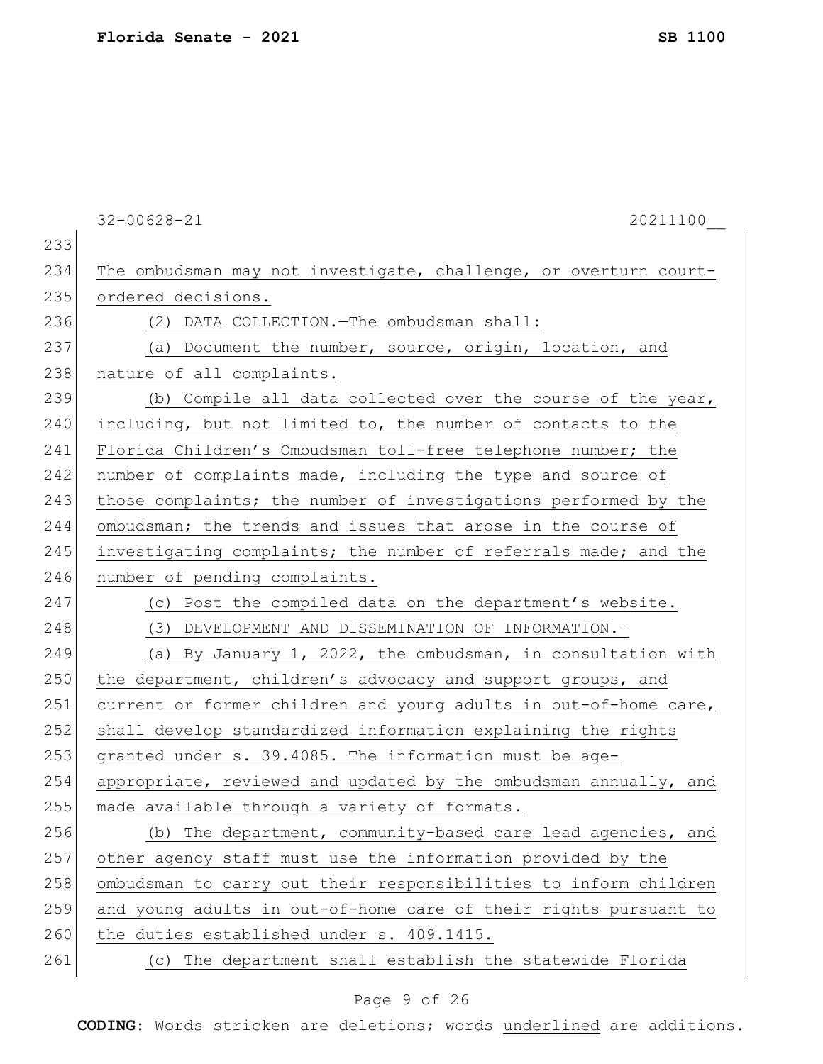The ombudsman may not investigate, challenge, or overturn court-ordered decisions.

(2) DATA COLLECTION.—The ombudsman shall:

(a) Document the number, source, origin, location, and nature of all complaints.

(b) Compile all data collected over the course of the year, including, but not limited to, the number of contacts to the Florida Children's Ombudsman toll-free telephone number; the number of complaints made, including the type and source of those complaints; the number of investigations performed by the ombudsman; the trends and issues that arose in the course of investigating complaints; the number of referrals made; and the number of pending complaints.

(c) Post the compiled data on the department's website.

(3) DEVELOPMENT AND DISSEMINATION OF INFORMATION.—

(a) By January 1, 2022, the ombudsman, in consultation with the department, children's advocacy and support groups, and current or former children and young adults in out-of-home care, shall develop standardized information explaining the rights granted under s. 39.4085. The information must be age-appropriate, reviewed and updated by the ombudsman annually, and made available through a variety of formats.

(b) The department, community-based care lead agencies, and other agency staff must use the information provided by the ombudsman to carry out their responsibilities to inform children and young adults in out-of-home care of their rights pursuant to the duties established under s. 409.1415.

(c) The department shall establish the statewide Florida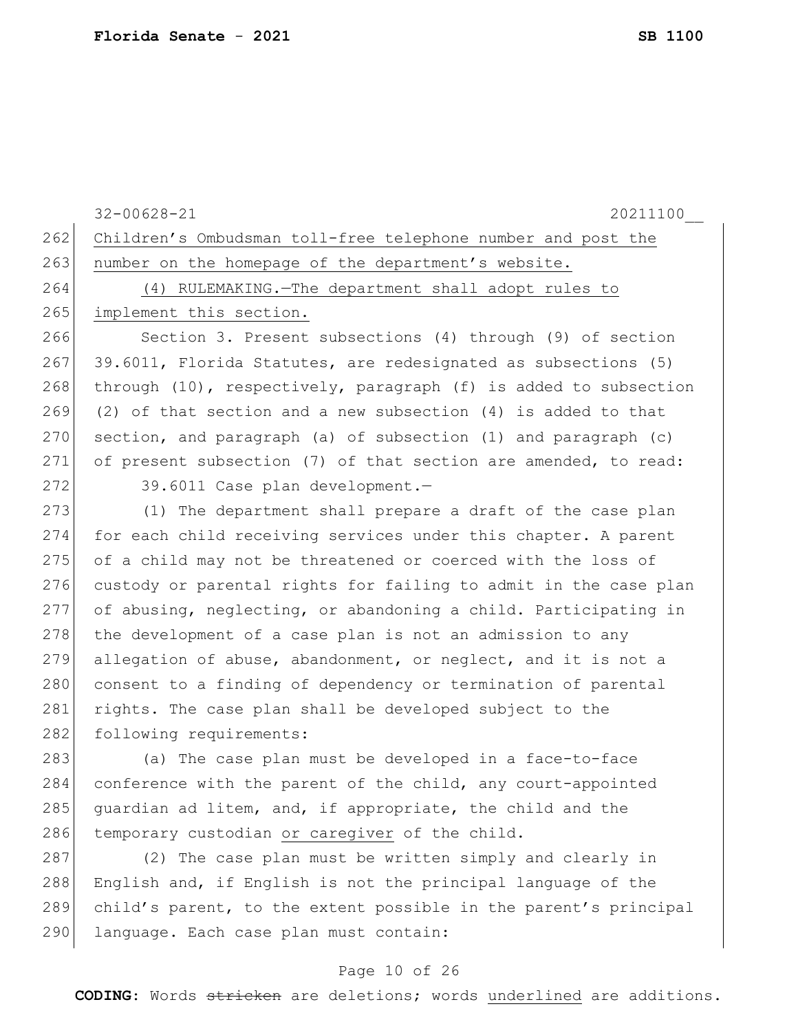Children's Ombudsman toll-free telephone number and post the number on the homepage of the department's website.

(4) RULEMAKING.—The department shall adopt rules to implement this section.

Section 3. Present subsections (4) through (9) of section 39.6011, Florida Statutes, are redesignated as subsections (5) through (10), respectively, paragraph (f) is added to subsection (2) of that section and a new subsection (4) is added to that section, and paragraph (a) of subsection (1) and paragraph (c) of present subsection (7) of that section are amended, to read:

39.6011 Case plan development.—

(1) The department shall prepare a draft of the case plan for each child receiving services under this chapter. A parent of a child may not be threatened or coerced with the loss of custody or parental rights for failing to admit in the case plan of abusing, neglecting, or abandoning a child. Participating in the development of a case plan is not an admission to any allegation of abuse, abandonment, or neglect, and it is not a consent to a finding of dependency or termination of parental rights. The case plan shall be developed subject to the following requirements:

(a) The case plan must be developed in a face-to-face conference with the parent of the child, any court-appointed guardian ad litem, and, if appropriate, the child and the temporary custodian or caregiver of the child.

(2) The case plan must be written simply and clearly in English and, if English is not the principal language of the child's parent, to the extent possible in the parent's principal language. Each case plan must contain: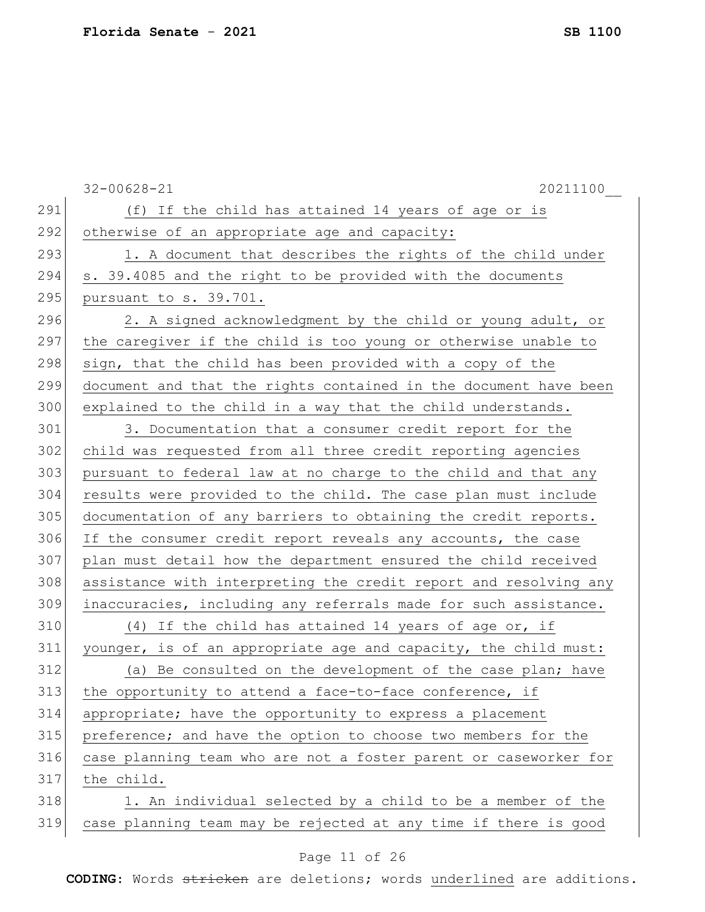(f) If the child has attained 14 years of age or is otherwise of an appropriate age and capacity:

1. A document that describes the rights of the child under s. 39.4085 and the right to be provided with the documents pursuant to s. 39.701.

2. A signed acknowledgment by the child or young adult, or the caregiver if the child is too young or otherwise unable to sign, that the child has been provided with a copy of the document and that the rights contained in the document have been explained to the child in a way that the child understands.

3. Documentation that a consumer credit report for the child was requested from all three credit reporting agencies pursuant to federal law at no charge to the child and that any results were provided to the child. The case plan must include documentation of any barriers to obtaining the credit reports. If the consumer credit report reveals any accounts, the case plan must detail how the department ensured the child received assistance with interpreting the credit report and resolving any inaccuracies, including any referrals made for such assistance.

(4) If the child has attained 14 years of age or, if younger, is of an appropriate age and capacity, the child must:

(a) Be consulted on the development of the case plan; have the opportunity to attend a face-to-face conference, if appropriate; have the opportunity to express a placement preference; and have the option to choose two members for the case planning team who are not a foster parent or caseworker for the child.

1. An individual selected by a child to be a member of the case planning team may be rejected at any time if there is good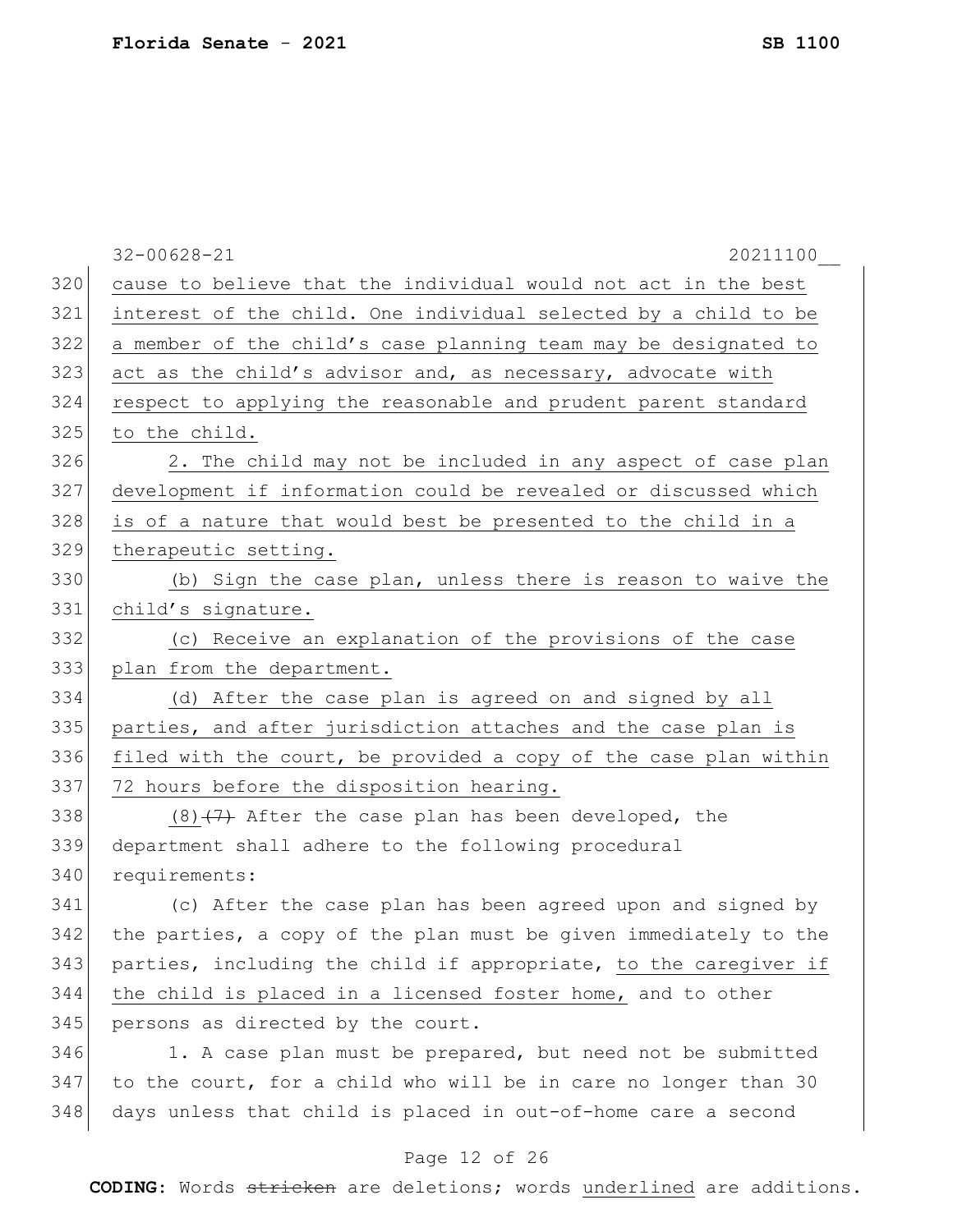cause to believe that the individual would not act in the best interest of the child. One individual selected by a child to be a member of the child's case planning team may be designated to act as the child's advisor and, as necessary, advocate with respect to applying the reasonable and prudent parent standard to the child.

2. The child may not be included in any aspect of case plan development if information could be revealed or discussed which is of a nature that would best be presented to the child in a therapeutic setting.

(b) Sign the case plan, unless there is reason to waive the child's signature.

(c) Receive an explanation of the provisions of the case plan from the department.

(d) After the case plan is agreed on and signed by all parties, and after jurisdiction attaches and the case plan is filed with the court, be provided a copy of the case plan within 72 hours before the disposition hearing.

(8) ~~(7)~~ After the case plan has been developed, the department shall adhere to the following procedural requirements:

(c) After the case plan has been agreed upon and signed by the parties, a copy of the plan must be given immediately to the parties, including the child if appropriate, to the caregiver if the child is placed in a licensed foster home, and to other persons as directed by the court.

1. A case plan must be prepared, but need not be submitted to the court, for a child who will be in care no longer than 30 days unless that child is placed in out-of-home care a second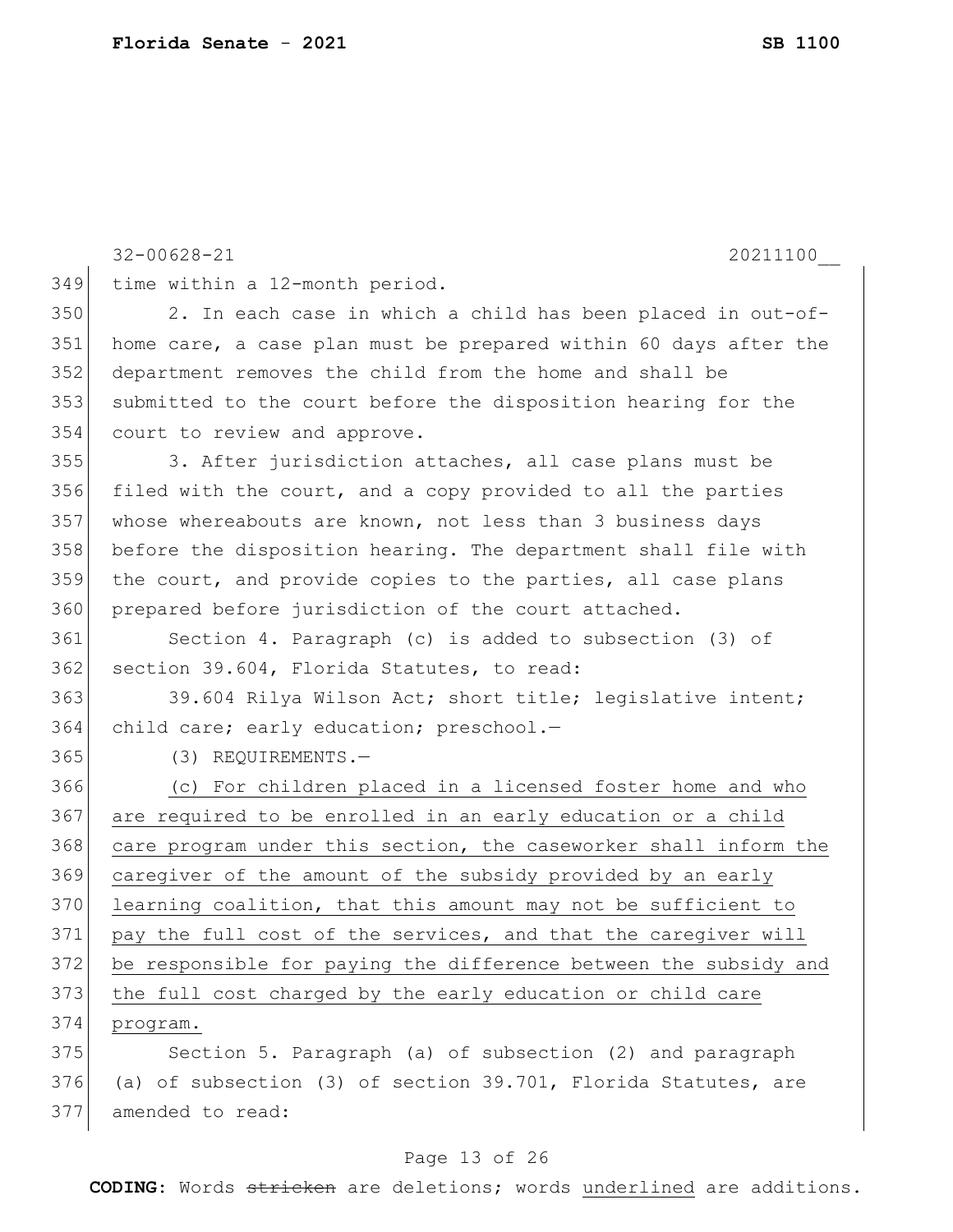time within a 12-month period.

2. In each case in which a child has been placed in out-of-home care, a case plan must be prepared within 60 days after the department removes the child from the home and shall be submitted to the court before the disposition hearing for the court to review and approve.

3. After jurisdiction attaches, all case plans must be filed with the court, and a copy provided to all the parties whose whereabouts are known, not less than 3 business days before the disposition hearing. The department shall file with the court, and provide copies to the parties, all case plans prepared before jurisdiction of the court attached.

Section 4. Paragraph (c) is added to subsection (3) of section 39.604, Florida Statutes, to read:

39.604 Rilya Wilson Act; short title; legislative intent; child care; early education; preschool.—

(3) REQUIREMENTS.—

(c) For children placed in a licensed foster home and who are required to be enrolled in an early education or a child care program under this section, the caseworker shall inform the caregiver of the amount of the subsidy provided by an early learning coalition, that this amount may not be sufficient to pay the full cost of the services, and that the caregiver will be responsible for paying the difference between the subsidy and the full cost charged by the early education or child care program.

Section 5. Paragraph (a) of subsection (2) and paragraph (a) of subsection (3) of section 39.701, Florida Statutes, are amended to read: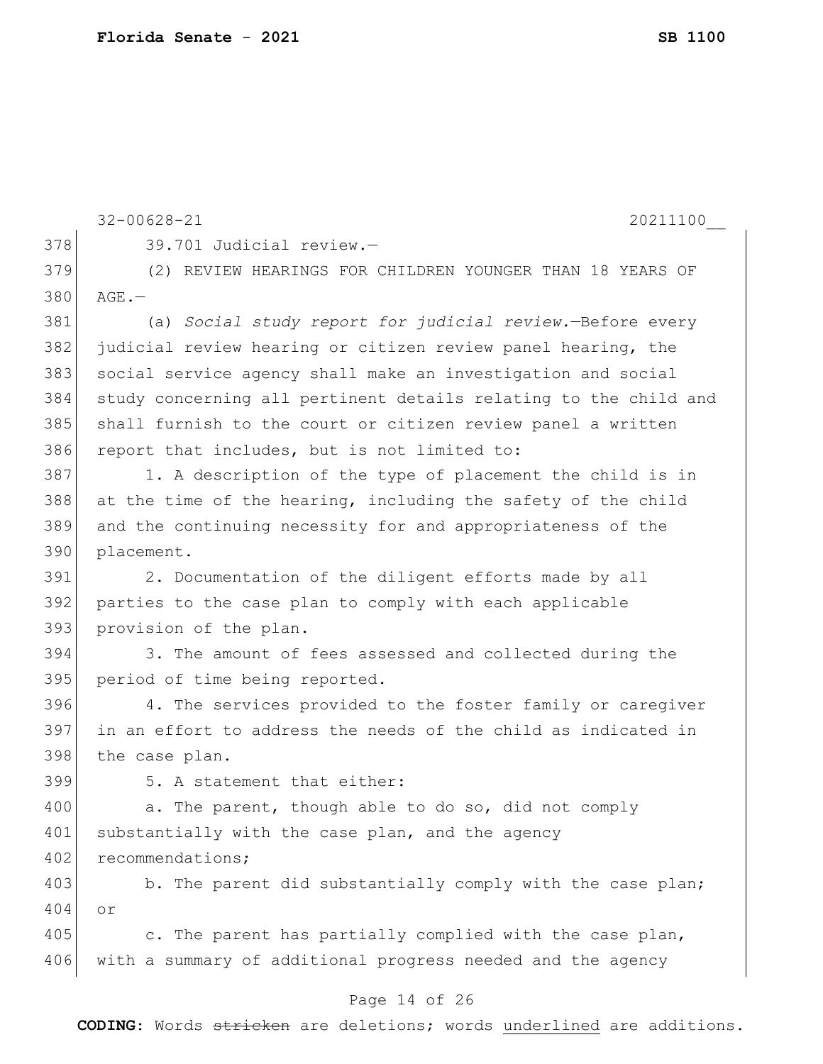39.701 Judicial review.—

(2) REVIEW HEARINGS FOR CHILDREN YOUNGER THAN 18 YEARS OF AGE.—

(a) *Social study report for judicial review.*—Before every judicial review hearing or citizen review panel hearing, the social service agency shall make an investigation and social study concerning all pertinent details relating to the child and shall furnish to the court or citizen review panel a written report that includes, but is not limited to:

1. A description of the type of placement the child is in at the time of the hearing, including the safety of the child and the continuing necessity for and appropriateness of the placement.

2. Documentation of the diligent efforts made by all parties to the case plan to comply with each applicable provision of the plan.

3. The amount of fees assessed and collected during the period of time being reported.

4. The services provided to the foster family or caregiver in an effort to address the needs of the child as indicated in the case plan.

5. A statement that either:

a. The parent, though able to do so, did not comply substantially with the case plan, and the agency recommendations;

b. The parent did substantially comply with the case plan; or

c. The parent has partially complied with the case plan, with a summary of additional progress needed and the agency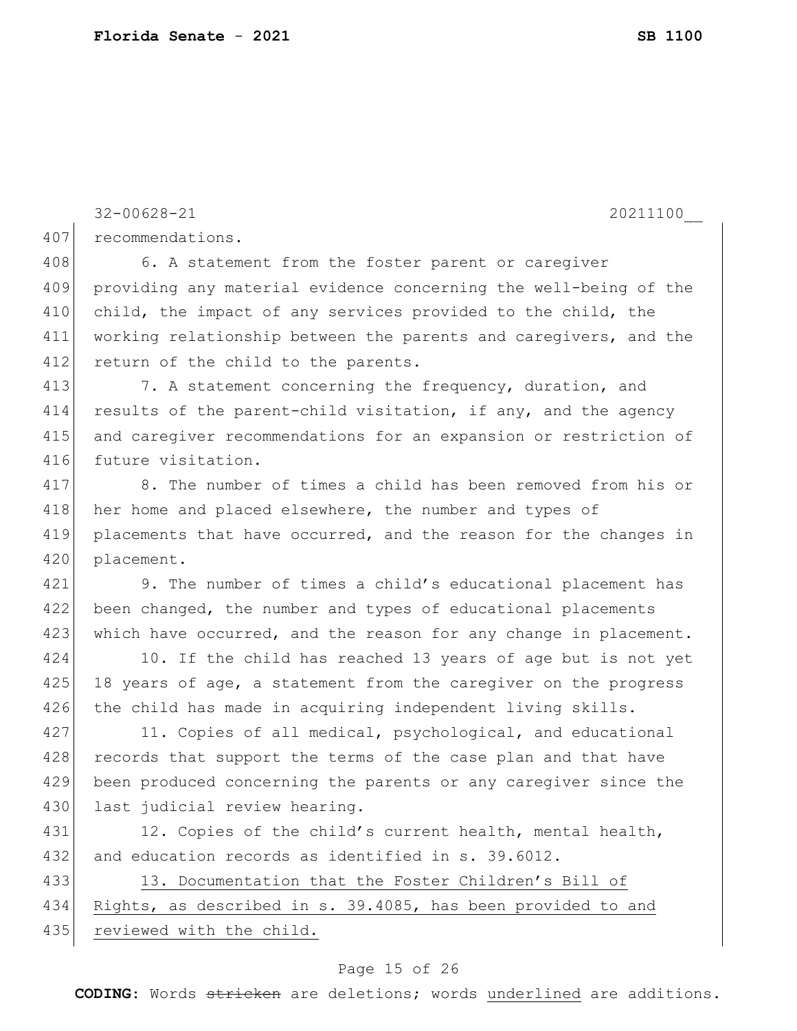recommendations.

6. A statement from the foster parent or caregiver providing any material evidence concerning the well-being of the child, the impact of any services provided to the child, the working relationship between the parents and caregivers, and the return of the child to the parents.

7. A statement concerning the frequency, duration, and results of the parent-child visitation, if any, and the agency and caregiver recommendations for an expansion or restriction of future visitation.

8. The number of times a child has been removed from his or her home and placed elsewhere, the number and types of placements that have occurred, and the reason for the changes in placement.

9. The number of times a child's educational placement has been changed, the number and types of educational placements which have occurred, and the reason for any change in placement.

10. If the child has reached 13 years of age but is not yet 18 years of age, a statement from the caregiver on the progress the child has made in acquiring independent living skills.

11. Copies of all medical, psychological, and educational records that support the terms of the case plan and that have been produced concerning the parents or any caregiver since the last judicial review hearing.

12. Copies of the child's current health, mental health, and education records as identified in s. 39.6012.

<u>13. Documentation that the Foster Children's Bill of Rights, as described in s. 39.4085, has been provided to and reviewed with the child.</u>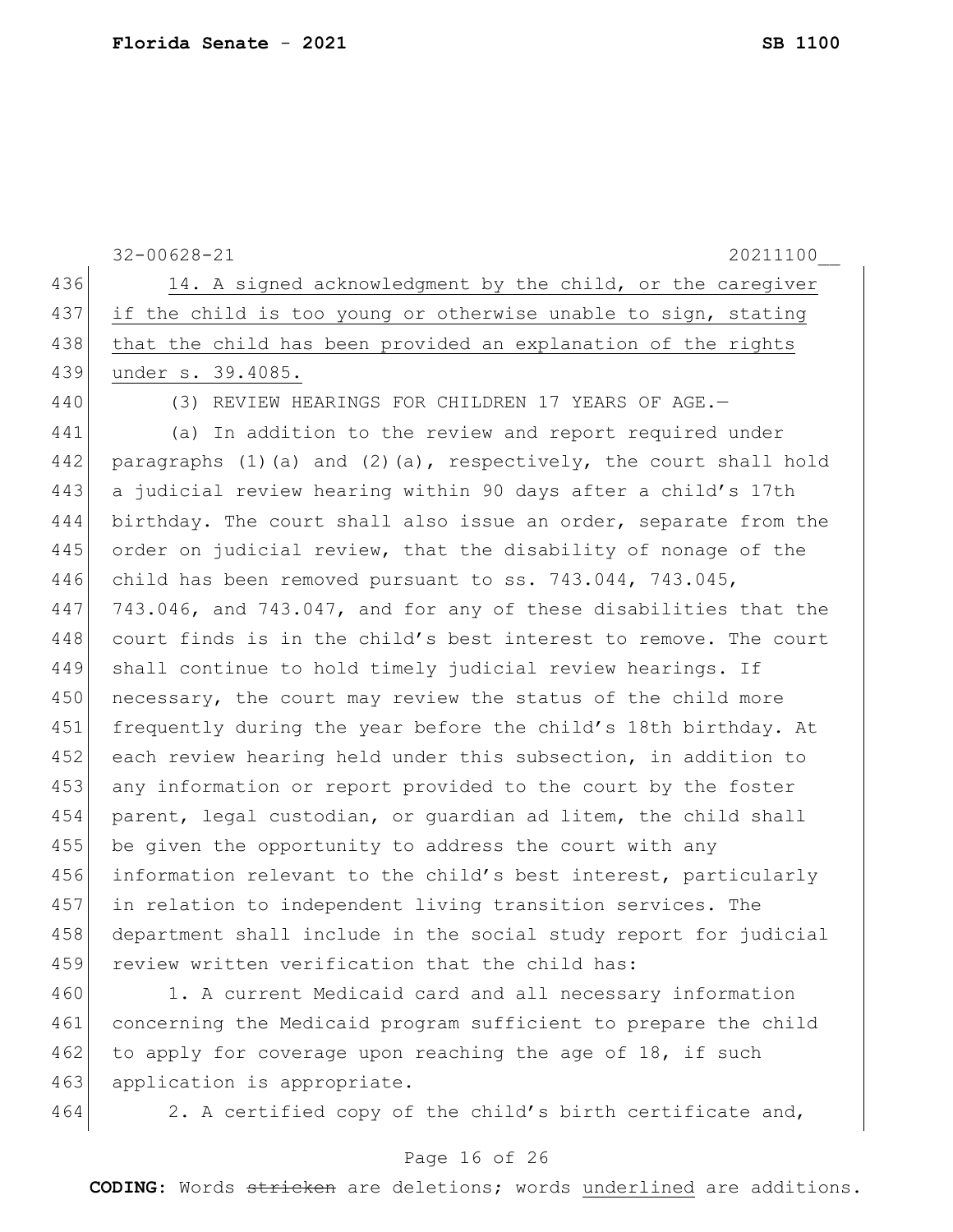14. A signed acknowledgment by the child, or the caregiver if the child is too young or otherwise unable to sign, stating that the child has been provided an explanation of the rights under s. 39.4085.

(3) REVIEW HEARINGS FOR CHILDREN 17 YEARS OF AGE.—

(a) In addition to the review and report required under paragraphs (1)(a) and (2)(a), respectively, the court shall hold a judicial review hearing within 90 days after a child's 17th birthday. The court shall also issue an order, separate from the order on judicial review, that the disability of nonage of the child has been removed pursuant to ss. 743.044, 743.045, 743.046, and 743.047, and for any of these disabilities that the court finds is in the child's best interest to remove. The court shall continue to hold timely judicial review hearings. If necessary, the court may review the status of the child more frequently during the year before the child's 18th birthday. At each review hearing held under this subsection, in addition to any information or report provided to the court by the foster parent, legal custodian, or guardian ad litem, the child shall be given the opportunity to address the court with any information relevant to the child's best interest, particularly in relation to independent living transition services. The department shall include in the social study report for judicial review written verification that the child has:

1. A current Medicaid card and all necessary information concerning the Medicaid program sufficient to prepare the child to apply for coverage upon reaching the age of 18, if such application is appropriate.

2. A certified copy of the child's birth certificate and,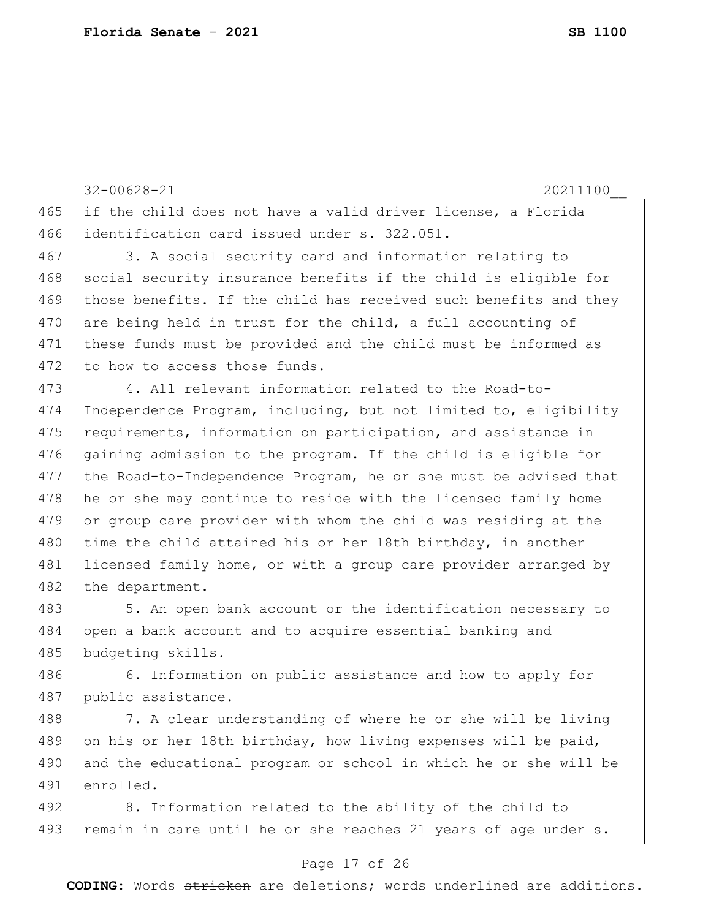if the child does not have a valid driver license, a Florida identification card issued under s. 322.051.

3. A social security card and information relating to social security insurance benefits if the child is eligible for those benefits. If the child has received such benefits and they are being held in trust for the child, a full accounting of these funds must be provided and the child must be informed as to how to access those funds.

4. All relevant information related to the Road-to-Independence Program, including, but not limited to, eligibility requirements, information on participation, and assistance in gaining admission to the program. If the child is eligible for the Road-to-Independence Program, he or she must be advised that he or she may continue to reside with the licensed family home or group care provider with whom the child was residing at the time the child attained his or her 18th birthday, in another licensed family home, or with a group care provider arranged by the department.

5. An open bank account or the identification necessary to open a bank account and to acquire essential banking and budgeting skills.

6. Information on public assistance and how to apply for public assistance.

7. A clear understanding of where he or she will be living on his or her 18th birthday, how living expenses will be paid, and the educational program or school in which he or she will be enrolled.

8. Information related to the ability of the child to remain in care until he or she reaches 21 years of age under s.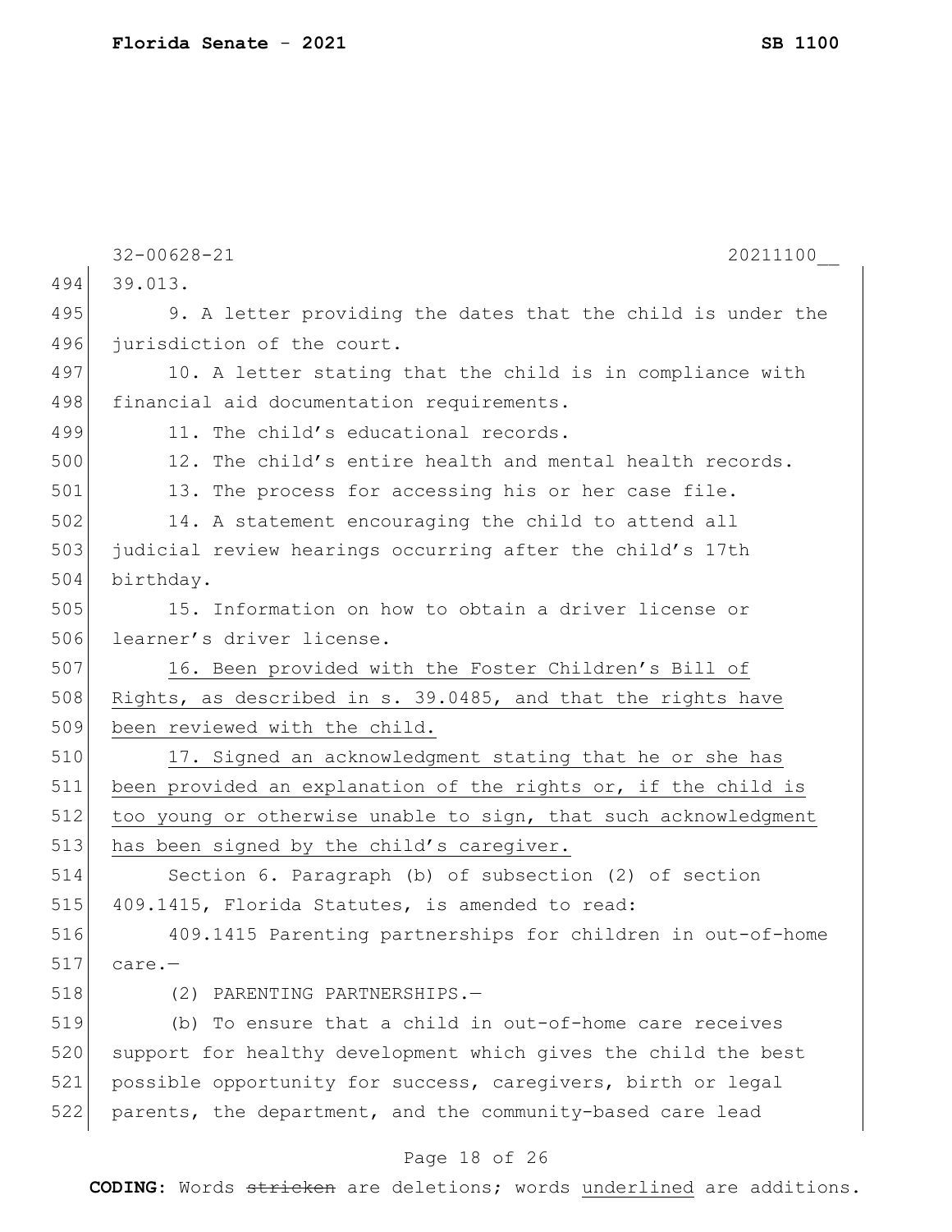39.013.

9. A letter providing the dates that the child is under the jurisdiction of the court.

10. A letter stating that the child is in compliance with financial aid documentation requirements.

11. The child's educational records.

12. The child's entire health and mental health records.

13. The process for accessing his or her case file.

14. A statement encouraging the child to attend all judicial review hearings occurring after the child's 17th birthday.

15. Information on how to obtain a driver license or learner's driver license.

<u>16. Been provided with the Foster Children's Bill of Rights, as described in s. 39.0485, and that the rights have been reviewed with the child.</u>

<u>17. Signed an acknowledgment stating that he or she has been provided an explanation of the rights or, if the child is too young or otherwise unable to sign, that such acknowledgment has been signed by the child's caregiver.</u>

Section 6. Paragraph (b) of subsection (2) of section 409.1415, Florida Statutes, is amended to read:

409.1415 Parenting partnerships for children in out-of-home care.—

(2) PARENTING PARTNERSHIPS.—

(b) To ensure that a child in out-of-home care receives support for healthy development which gives the child the best possible opportunity for success, caregivers, birth or legal parents, the department, and the community-based care lead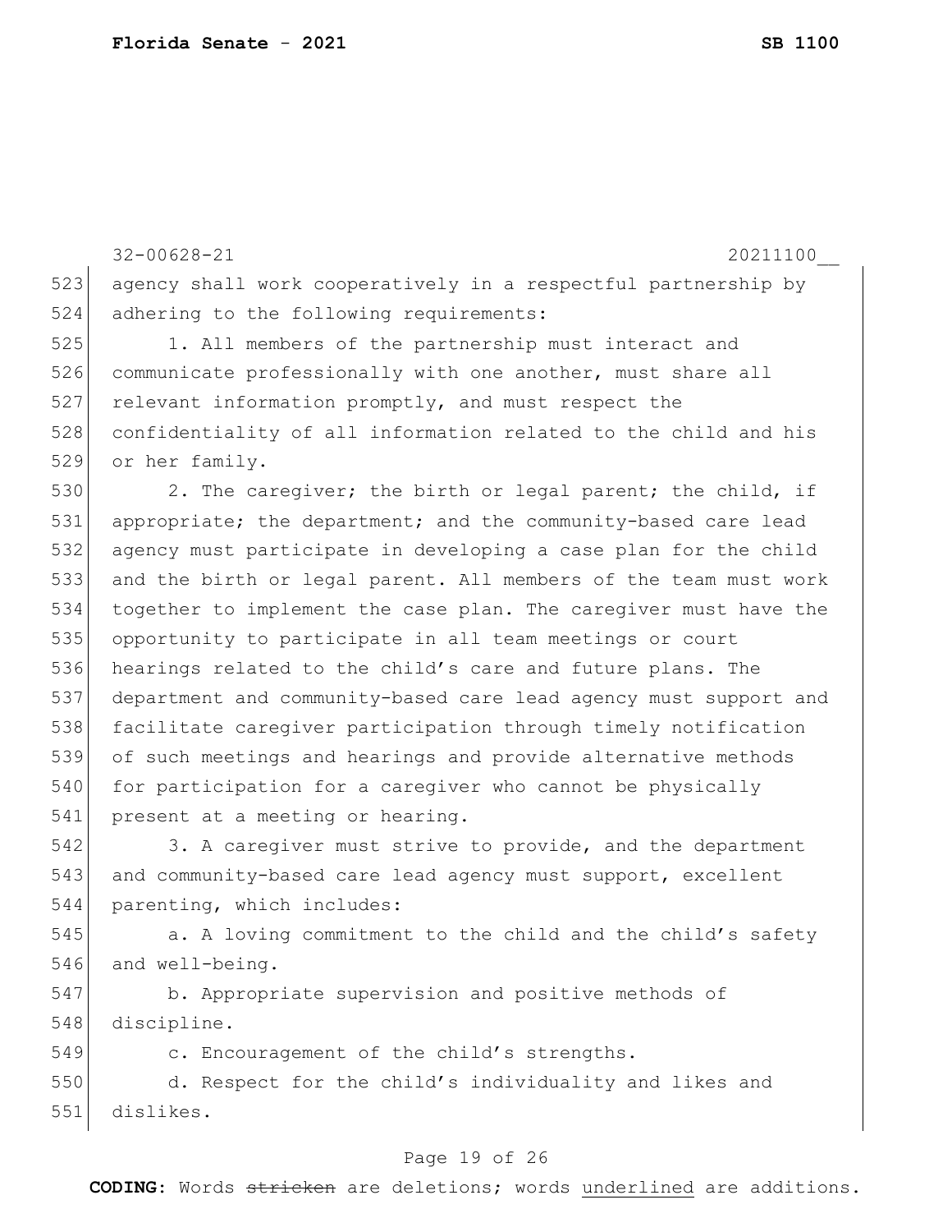agency shall work cooperatively in a respectful partnership by adhering to the following requirements:

1. All members of the partnership must interact and communicate professionally with one another, must share all relevant information promptly, and must respect the confidentiality of all information related to the child and his or her family.

2. The caregiver; the birth or legal parent; the child, if appropriate; the department; and the community-based care lead agency must participate in developing a case plan for the child and the birth or legal parent. All members of the team must work together to implement the case plan. The caregiver must have the opportunity to participate in all team meetings or court hearings related to the child's care and future plans. The department and community-based care lead agency must support and facilitate caregiver participation through timely notification of such meetings and hearings and provide alternative methods for participation for a caregiver who cannot be physically present at a meeting or hearing.

3. A caregiver must strive to provide, and the department and community-based care lead agency must support, excellent parenting, which includes:

a. A loving commitment to the child and the child's safety and well-being.

b. Appropriate supervision and positive methods of discipline.

c. Encouragement of the child's strengths.

d. Respect for the child's individuality and likes and dislikes.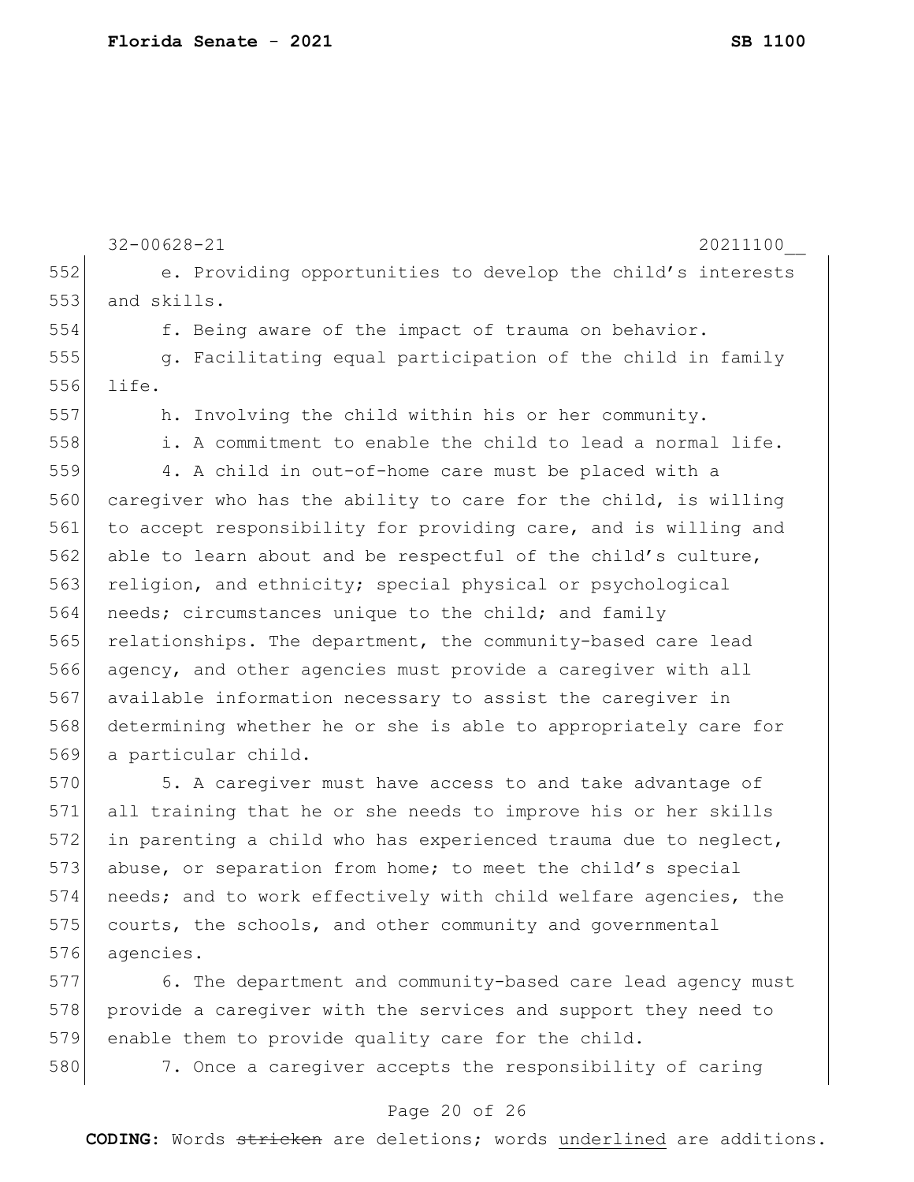e. Providing opportunities to develop the child's interests and skills.

f. Being aware of the impact of trauma on behavior.

g. Facilitating equal participation of the child in family life.

h. Involving the child within his or her community.

i. A commitment to enable the child to lead a normal life.

4. A child in out-of-home care must be placed with a caregiver who has the ability to care for the child, is willing to accept responsibility for providing care, and is willing and able to learn about and be respectful of the child's culture, religion, and ethnicity; special physical or psychological needs; circumstances unique to the child; and family relationships. The department, the community-based care lead agency, and other agencies must provide a caregiver with all available information necessary to assist the caregiver in determining whether he or she is able to appropriately care for a particular child.

5. A caregiver must have access to and take advantage of all training that he or she needs to improve his or her skills in parenting a child who has experienced trauma due to neglect, abuse, or separation from home; to meet the child's special needs; and to work effectively with child welfare agencies, the courts, the schools, and other community and governmental agencies.

6. The department and community-based care lead agency must provide a caregiver with the services and support they need to enable them to provide quality care for the child.

7. Once a caregiver accepts the responsibility of caring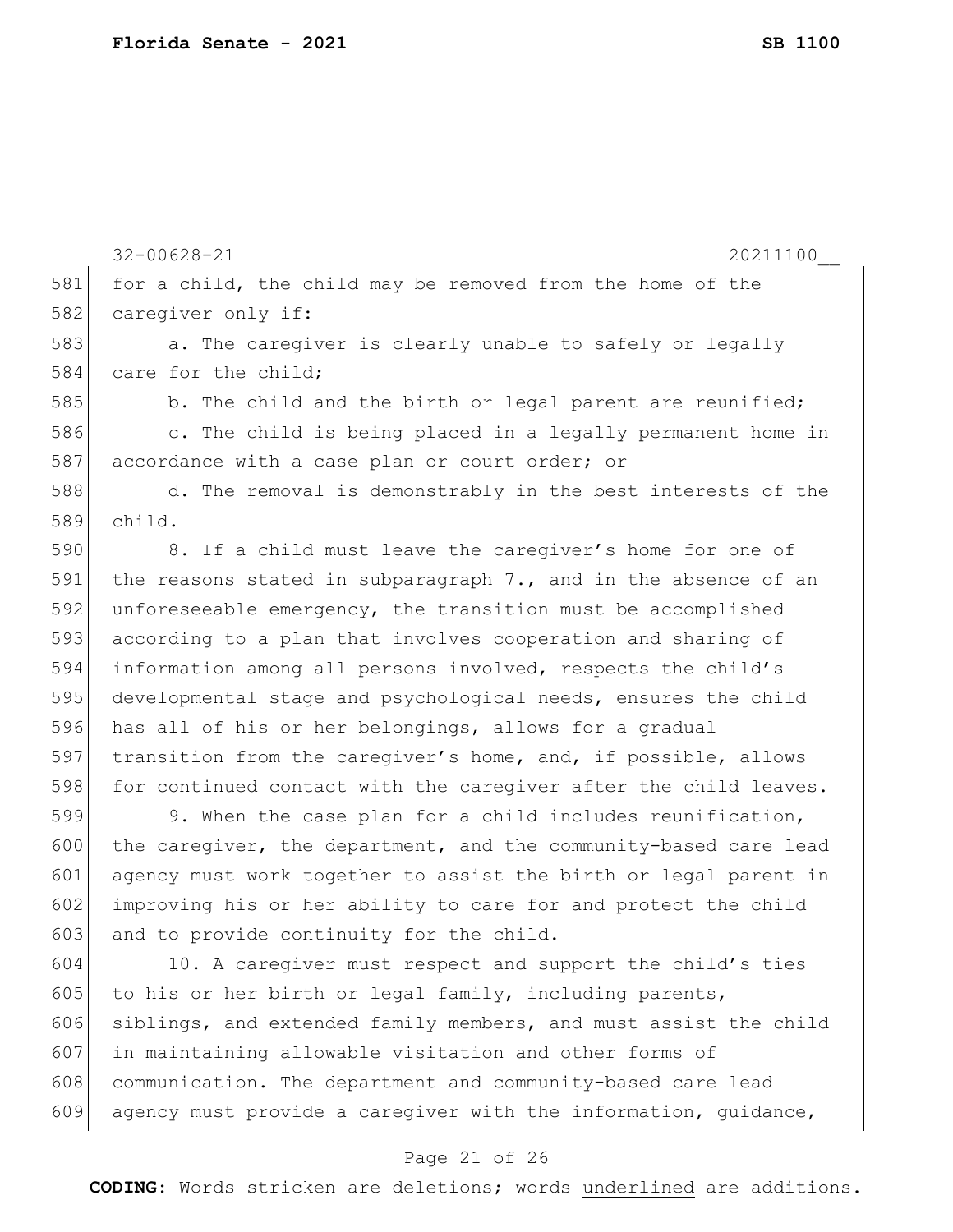for a child, the child may be removed from the home of the caregiver only if:

a. The caregiver is clearly unable to safely or legally care for the child;

b. The child and the birth or legal parent are reunified;

c. The child is being placed in a legally permanent home in accordance with a case plan or court order; or

d. The removal is demonstrably in the best interests of the child.

8. If a child must leave the caregiver's home for one of the reasons stated in subparagraph 7., and in the absence of an unforeseeable emergency, the transition must be accomplished according to a plan that involves cooperation and sharing of information among all persons involved, respects the child's developmental stage and psychological needs, ensures the child has all of his or her belongings, allows for a gradual transition from the caregiver's home, and, if possible, allows for continued contact with the caregiver after the child leaves.

9. When the case plan for a child includes reunification, the caregiver, the department, and the community-based care lead agency must work together to assist the birth or legal parent in improving his or her ability to care for and protect the child and to provide continuity for the child.

10. A caregiver must respect and support the child's ties to his or her birth or legal family, including parents, siblings, and extended family members, and must assist the child in maintaining allowable visitation and other forms of communication. The department and community-based care lead agency must provide a caregiver with the information, guidance,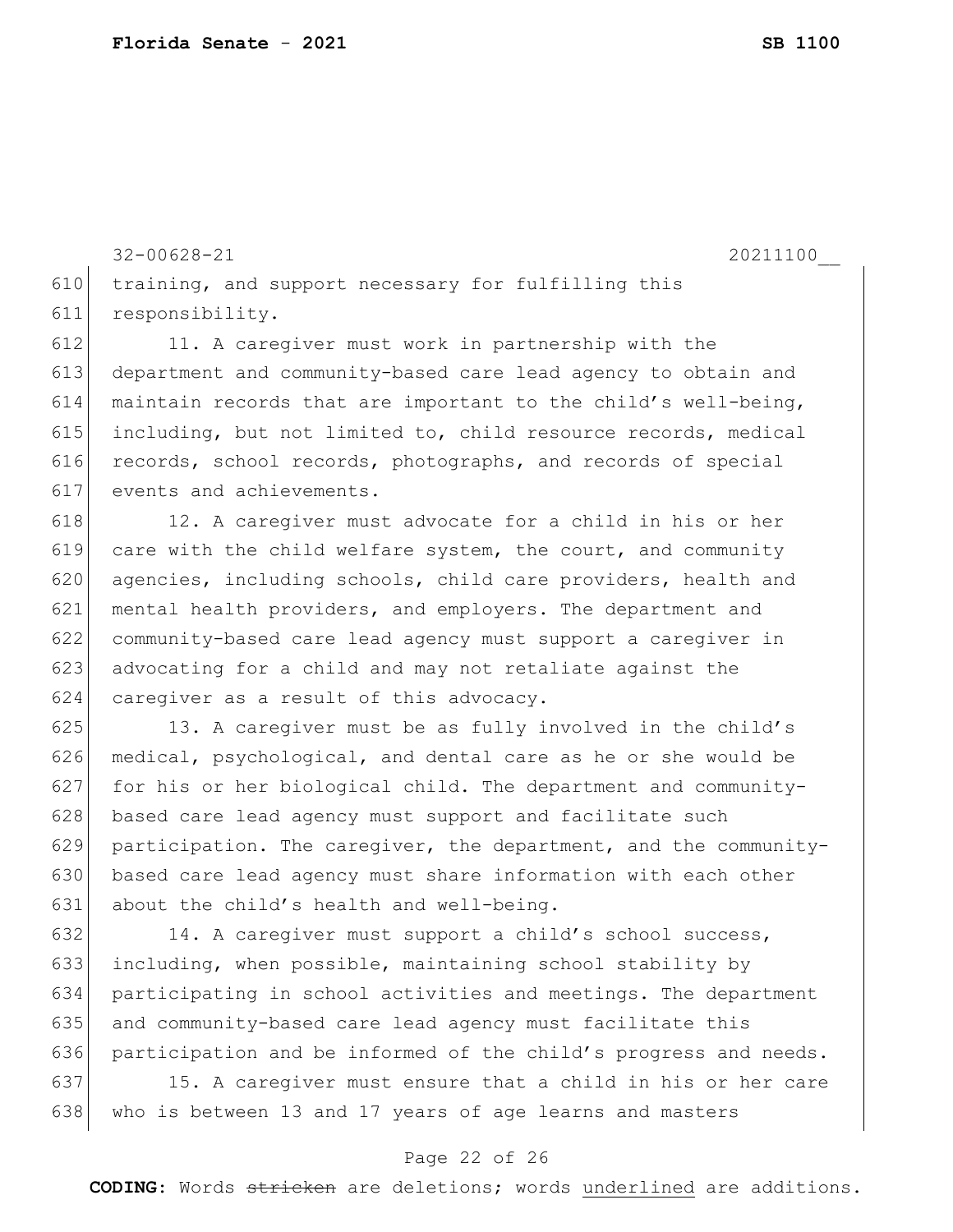training, and support necessary for fulfilling this responsibility.

11. A caregiver must work in partnership with the department and community-based care lead agency to obtain and maintain records that are important to the child's well-being, including, but not limited to, child resource records, medical records, school records, photographs, and records of special events and achievements.

12. A caregiver must advocate for a child in his or her care with the child welfare system, the court, and community agencies, including schools, child care providers, health and mental health providers, and employers. The department and community-based care lead agency must support a caregiver in advocating for a child and may not retaliate against the caregiver as a result of this advocacy.

13. A caregiver must be as fully involved in the child's medical, psychological, and dental care as he or she would be for his or her biological child. The department and community-based care lead agency must support and facilitate such participation. The caregiver, the department, and the community-based care lead agency must share information with each other about the child's health and well-being.

14. A caregiver must support a child's school success, including, when possible, maintaining school stability by participating in school activities and meetings. The department and community-based care lead agency must facilitate this participation and be informed of the child's progress and needs.

15. A caregiver must ensure that a child in his or her care who is between 13 and 17 years of age learns and masters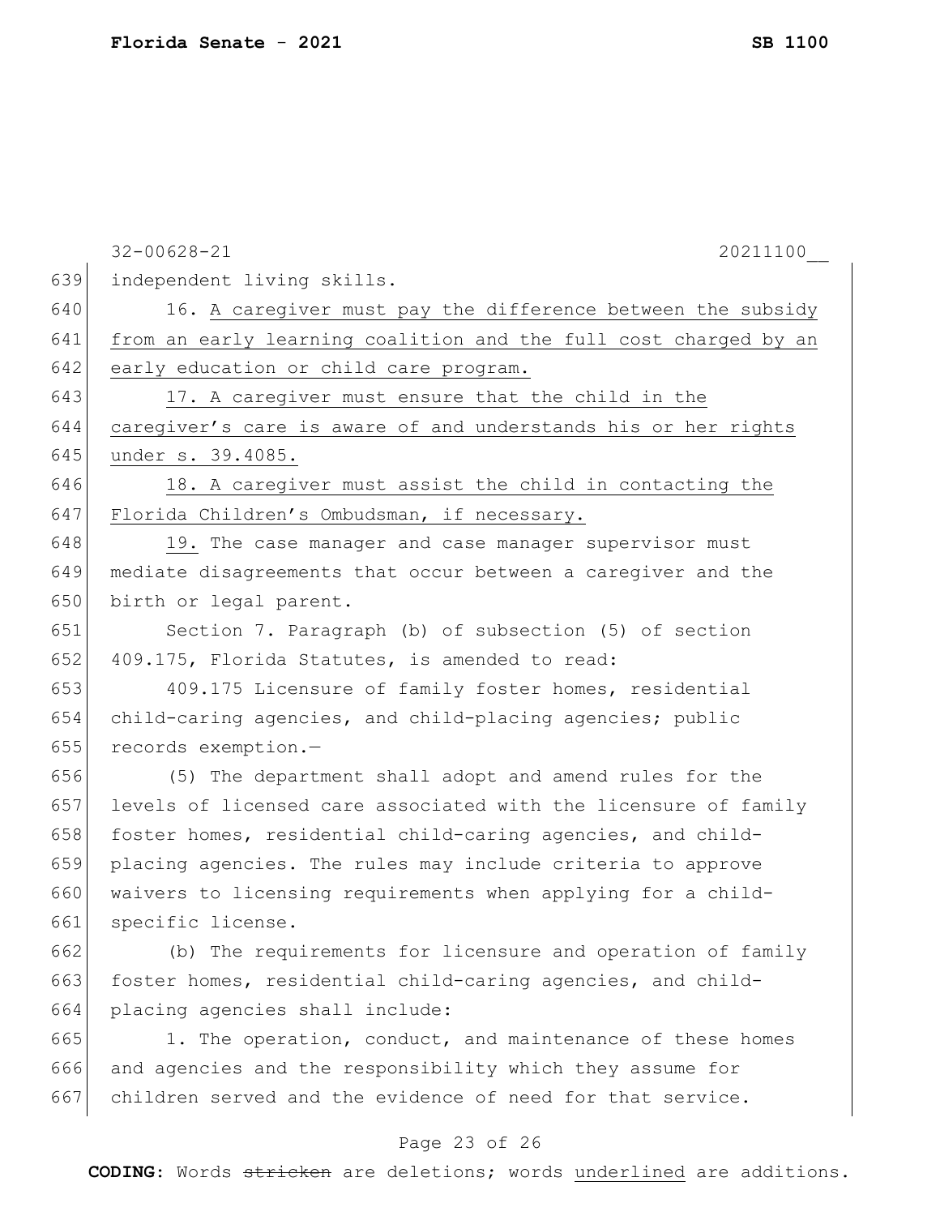32-00628-21 20211100__

independent living skills.

16. <u>A caregiver must pay the difference between the subsidy from an early learning coalition and the full cost charged by an early education or child care program.</u>

<u>17. A caregiver must ensure that the child in the caregiver's care is aware of and understands his or her rights under s. 39.4085.</u>

<u>18. A caregiver must assist the child in contacting the Florida Children's Ombudsman, if necessary.</u>

<u>19.</u> The case manager and case manager supervisor must mediate disagreements that occur between a caregiver and the birth or legal parent.

Section 7. Paragraph (b) of subsection (5) of section 409.175, Florida Statutes, is amended to read:

409.175 Licensure of family foster homes, residential child-caring agencies, and child-placing agencies; public records exemption.—

(5) The department shall adopt and amend rules for the levels of licensed care associated with the licensure of family foster homes, residential child-caring agencies, and child-placing agencies. The rules may include criteria to approve waivers to licensing requirements when applying for a child-specific license.

(b) The requirements for licensure and operation of family foster homes, residential child-caring agencies, and child-placing agencies shall include:

1. The operation, conduct, and maintenance of these homes and agencies and the responsibility which they assume for children served and the evidence of need for that service.

**CODING:** Words ~~stricken~~ are deletions; words <u>underlined</u> are additions.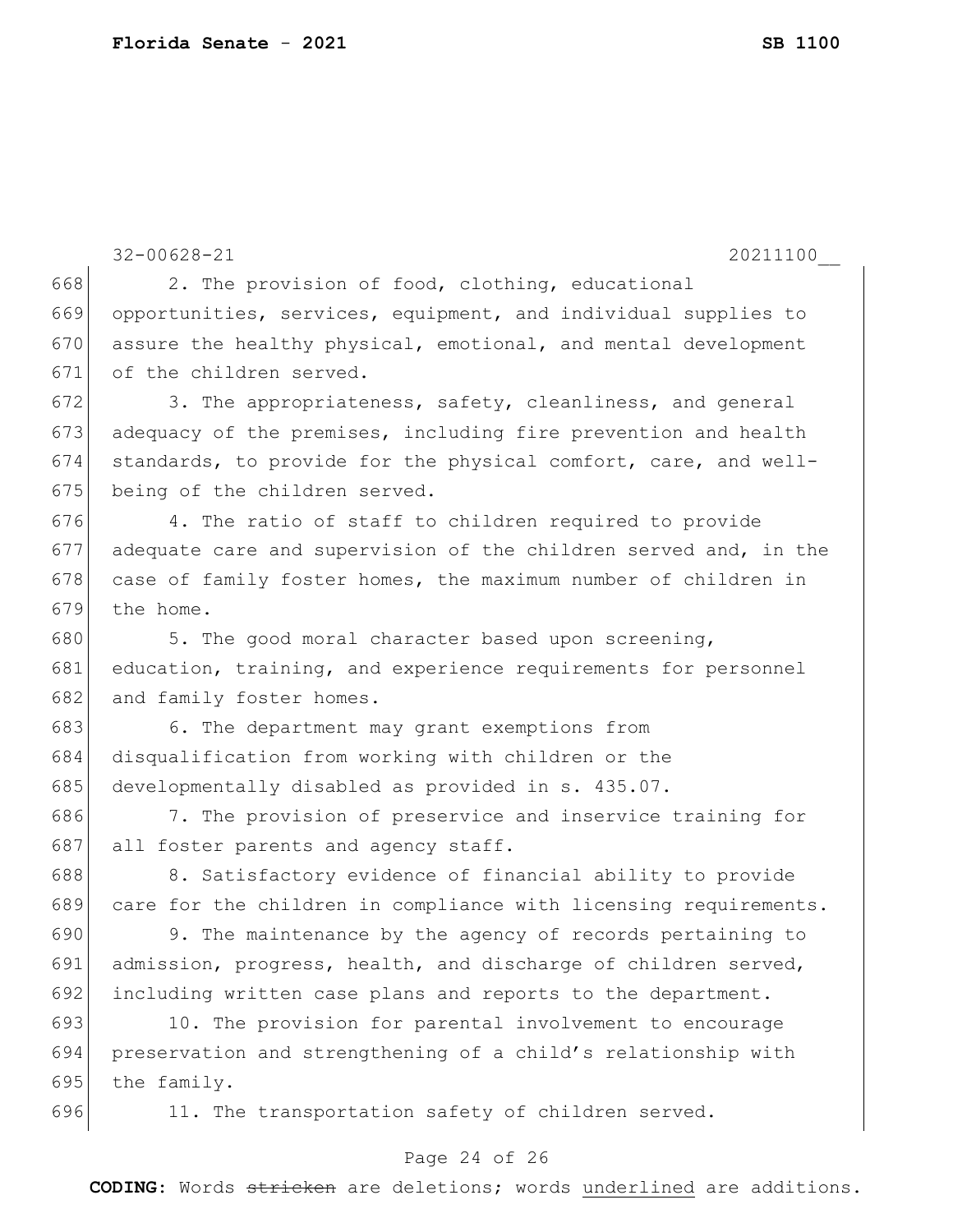2. The provision of food, clothing, educational opportunities, services, equipment, and individual supplies to assure the healthy physical, emotional, and mental development of the children served.

3. The appropriateness, safety, cleanliness, and general adequacy of the premises, including fire prevention and health standards, to provide for the physical comfort, care, and well-being of the children served.

4. The ratio of staff to children required to provide adequate care and supervision of the children served and, in the case of family foster homes, the maximum number of children in the home.

5. The good moral character based upon screening, education, training, and experience requirements for personnel and family foster homes.

6. The department may grant exemptions from disqualification from working with children or the developmentally disabled as provided in s. 435.07.

7. The provision of preservice and inservice training for all foster parents and agency staff.

8. Satisfactory evidence of financial ability to provide care for the children in compliance with licensing requirements.

9. The maintenance by the agency of records pertaining to admission, progress, health, and discharge of children served, including written case plans and reports to the department.

10. The provision for parental involvement to encourage preservation and strengthening of a child's relationship with the family.

11. The transportation safety of children served.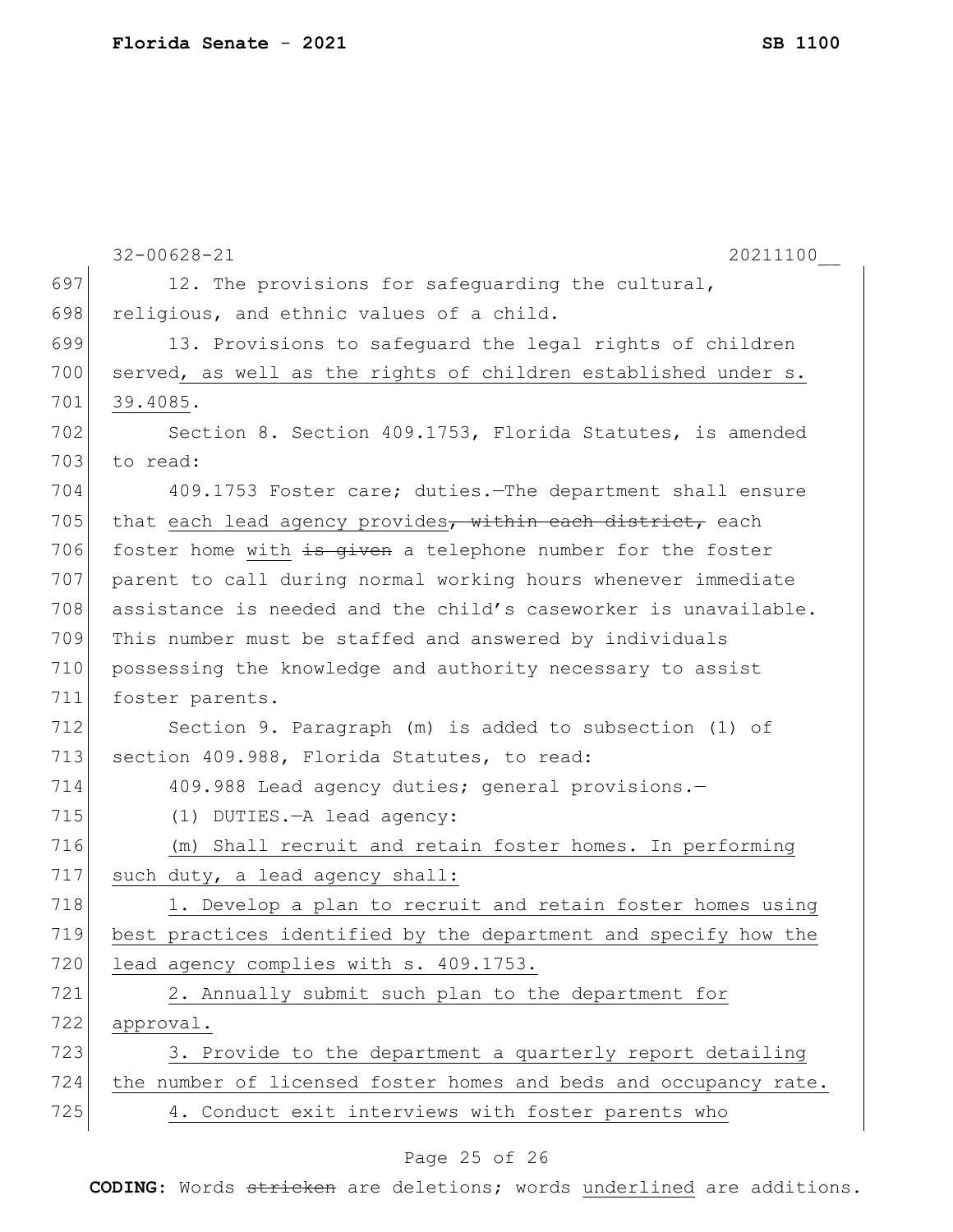12. The provisions for safeguarding the cultural, religious, and ethnic values of a child.

13. Provisions to safeguard the legal rights of children served, as well as the rights of children established under s. 39.4085.

Section 8. Section 409.1753, Florida Statutes, is amended to read:

409.1753 Foster care; duties.—The department shall ensure that each lead agency provides~~, within each district,~~ each foster home with ~~is given~~ a telephone number for the foster parent to call during normal working hours whenever immediate assistance is needed and the child's caseworker is unavailable. This number must be staffed and answered by individuals possessing the knowledge and authority necessary to assist foster parents.

Section 9. Paragraph (m) is added to subsection (1) of section 409.988, Florida Statutes, to read:

409.988 Lead agency duties; general provisions.—

(1) DUTIES.—A lead agency:

(m) Shall recruit and retain foster homes. In performing such duty, a lead agency shall:

1. Develop a plan to recruit and retain foster homes using best practices identified by the department and specify how the lead agency complies with s. 409.1753.

2. Annually submit such plan to the department for approval.

3. Provide to the department a quarterly report detailing the number of licensed foster homes and beds and occupancy rate.

4. Conduct exit interviews with foster parents who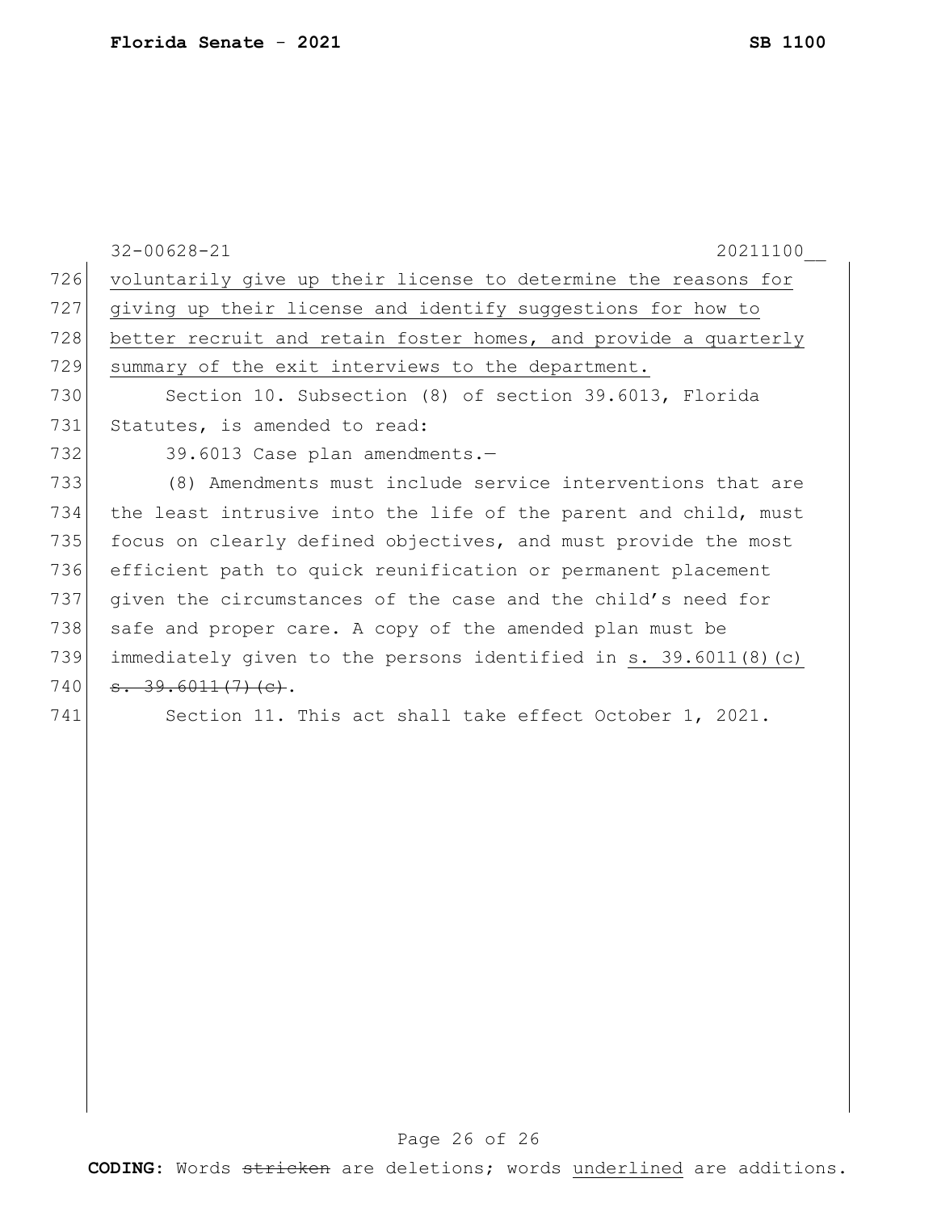voluntarily give up their license to determine the reasons for giving up their license and identify suggestions for how to better recruit and retain foster homes, and provide a quarterly summary of the exit interviews to the department.

Section 10. Subsection (8) of section 39.6013, Florida Statutes, is amended to read:

39.6013 Case plan amendments.—

(8) Amendments must include service interventions that are the least intrusive into the life of the parent and child, must focus on clearly defined objectives, and must provide the most efficient path to quick reunification or permanent placement given the circumstances of the case and the child's need for safe and proper care. A copy of the amended plan must be immediately given to the persons identified in s. 39.6011(8)(c) ~~s. 39.6011(7)(c)~~.

Section 11. This act shall take effect October 1, 2021.